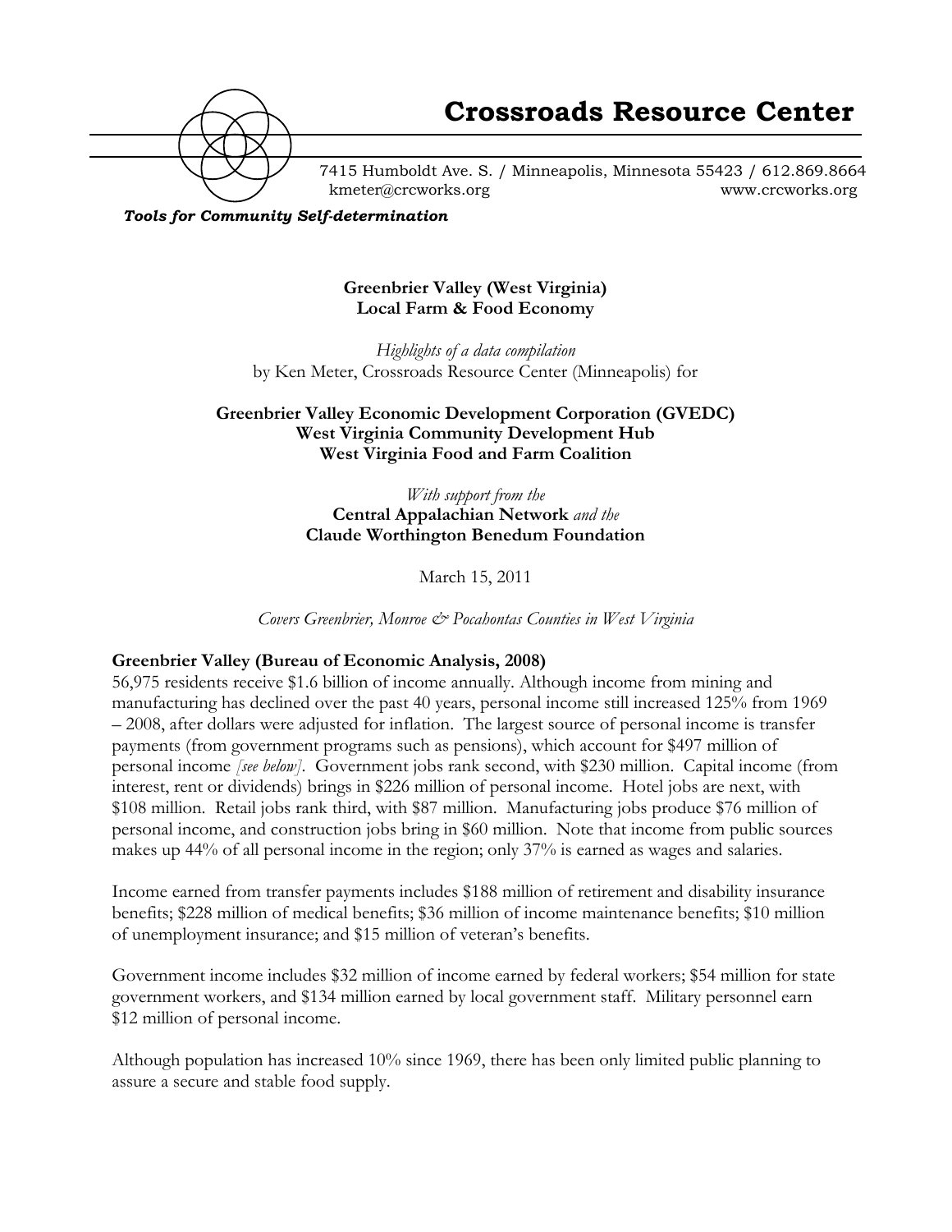# Crossroads Resource Center

7415 Humboldt Ave. S. / Minneapolis, Minnesota 55423 / 612.869.8664
kmeter@crcworks.org www.crcworks.org

***Tools for Community Self-determination***

**Greenbrier Valley (West Virginia)**
**Local Farm & Food Economy**

*Highlights of a data compilation*
by Ken Meter, Crossroads Resource Center (Minneapolis) for

**Greenbrier Valley Economic Development Corporation (GVEDC)**
**West Virginia Community Development Hub**
**West Virginia Food and Farm Coalition**

*With support from the*
**Central Appalachian Network** *and the*
**Claude Worthington Benedum Foundation**

March 15, 2011

*Covers Greenbrier, Monroe & Pocahontas Counties in West Virginia*

**Greenbrier Valley (Bureau of Economic Analysis, 2008)**

56,975 residents receive $1.6 billion of income annually. Although income from mining and manufacturing has declined over the past 40 years, personal income still increased 125% from 1969 – 2008, after dollars were adjusted for inflation. The largest source of personal income is transfer payments (from government programs such as pensions), which account for $497 million of personal income *[see below]*. Government jobs rank second, with $230 million. Capital income (from interest, rent or dividends) brings in $226 million of personal income. Hotel jobs are next, with $108 million. Retail jobs rank third, with $87 million. Manufacturing jobs produce $76 million of personal income, and construction jobs bring in $60 million. Note that income from public sources makes up 44% of all personal income in the region; only 37% is earned as wages and salaries.

Income earned from transfer payments includes $188 million of retirement and disability insurance benefits; $228 million of medical benefits; $36 million of income maintenance benefits; $10 million of unemployment insurance; and $15 million of veteran's benefits.

Government income includes $32 million of income earned by federal workers; $54 million for state government workers, and $134 million earned by local government staff. Military personnel earn $12 million of personal income.

Although population has increased 10% since 1969, there has been only limited public planning to assure a secure and stable food supply.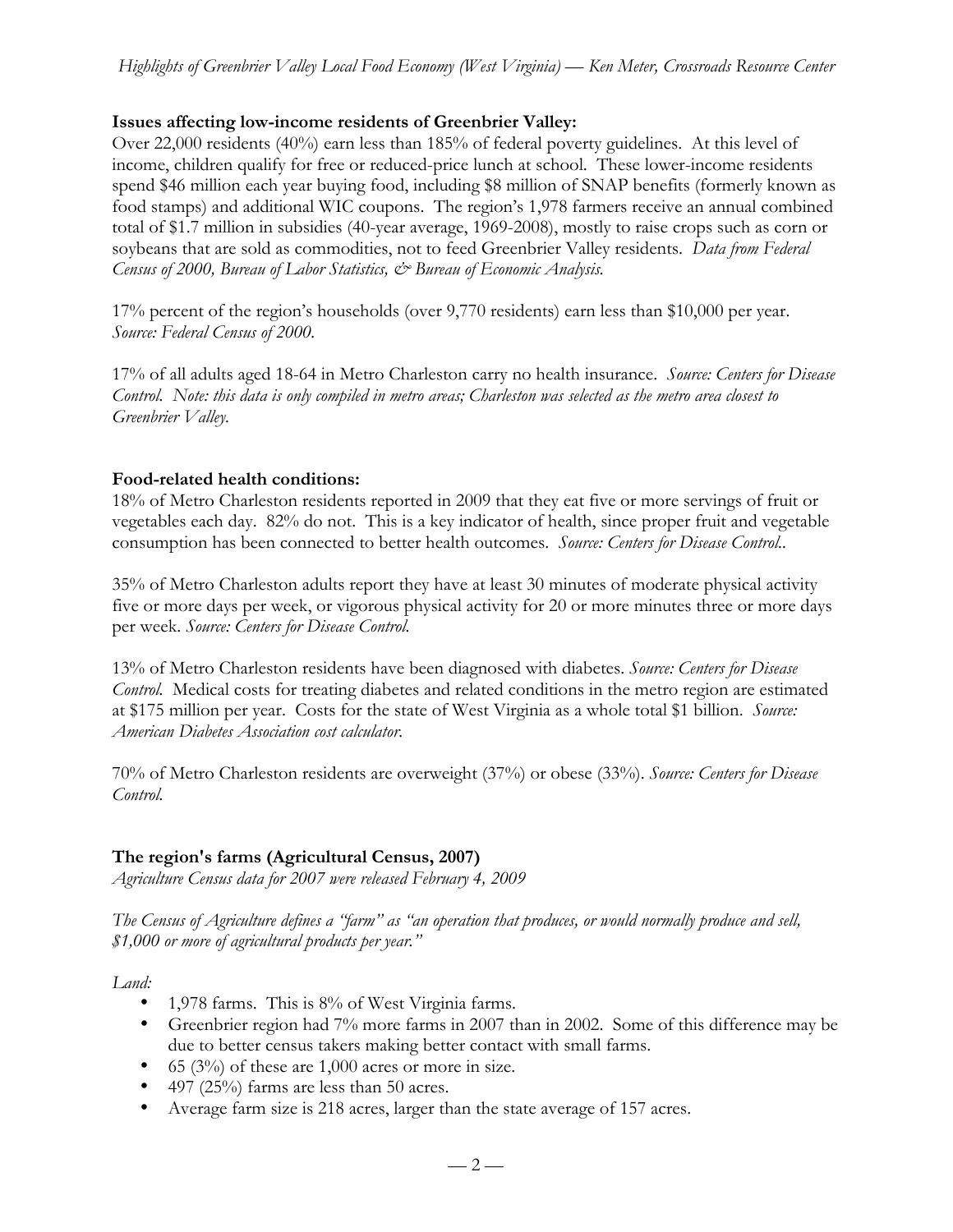**Issues affecting low-income residents of Greenbrier Valley:**

Over 22,000 residents (40%) earn less than 185% of federal poverty guidelines. At this level of income, children qualify for free or reduced-price lunch at school. These lower-income residents spend $46 million each year buying food, including $8 million of SNAP benefits (formerly known as food stamps) and additional WIC coupons. The region's 1,978 farmers receive an annual combined total of $1.7 million in subsidies (40-year average, 1969-2008), mostly to raise crops such as corn or soybeans that are sold as commodities, not to feed Greenbrier Valley residents. *Data from Federal Census of 2000, Bureau of Labor Statistics, & Bureau of Economic Analysis.*

17% percent of the region's households (over 9,770 residents) earn less than $10,000 per year. *Source: Federal Census of 2000.*

17% of all adults aged 18-64 in Metro Charleston carry no health insurance. *Source: Centers for Disease Control. Note: this data is only compiled in metro areas; Charleston was selected as the metro area closest to Greenbrier Valley.*

**Food-related health conditions:**

18% of Metro Charleston residents reported in 2009 that they eat five or more servings of fruit or vegetables each day. 82% do not. This is a key indicator of health, since proper fruit and vegetable consumption has been connected to better health outcomes. *Source: Centers for Disease Control..*

35% of Metro Charleston adults report they have at least 30 minutes of moderate physical activity five or more days per week, or vigorous physical activity for 20 or more minutes three or more days per week. *Source: Centers for Disease Control.*

13% of Metro Charleston residents have been diagnosed with diabetes. *Source: Centers for Disease Control.* Medical costs for treating diabetes and related conditions in the metro region are estimated at $175 million per year. Costs for the state of West Virginia as a whole total $1 billion. *Source: American Diabetes Association cost calculator.*

70% of Metro Charleston residents are overweight (37%) or obese (33%). *Source: Centers for Disease Control.*

**The region's farms (Agricultural Census, 2007)**

*Agriculture Census data for 2007 were released February 4, 2009*

*The Census of Agriculture defines a "farm" as "an operation that produces, or would normally produce and sell, $1,000 or more of agricultural products per year."*

*Land:*

- 1,978 farms. This is 8% of West Virginia farms.
- Greenbrier region had 7% more farms in 2007 than in 2002. Some of this difference may be due to better census takers making better contact with small farms.
- 65 (3%) of these are 1,000 acres or more in size.
- 497 (25%) farms are less than 50 acres.
- Average farm size is 218 acres, larger than the state average of 157 acres.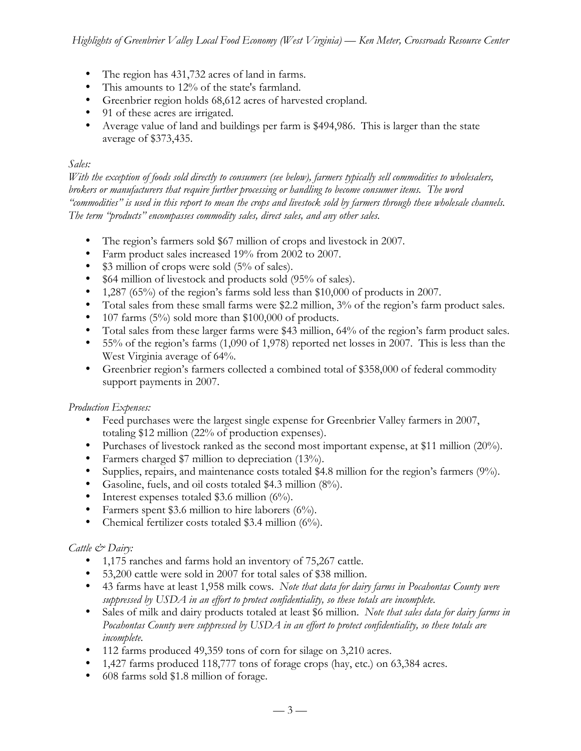- The region has 431,732 acres of land in farms.
- This amounts to 12% of the state's farmland.
- Greenbrier region holds 68,612 acres of harvested cropland.
- 91 of these acres are irrigated.
- Average value of land and buildings per farm is $494,986. This is larger than the state average of $373,435.

*Sales:*

*With the exception of foods sold directly to consumers (see below), farmers typically sell commodities to wholesalers, brokers or manufacturers that require further processing or handling to become consumer items. The word "commodities" is used in this report to mean the crops and livestock sold by farmers through these wholesale channels. The term "products" encompasses commodity sales, direct sales, and any other sales.*

- The region's farmers sold $67 million of crops and livestock in 2007.
- Farm product sales increased 19% from 2002 to 2007.
- $3 million of crops were sold (5% of sales).
- $64 million of livestock and products sold (95% of sales).
- 1,287 (65%) of the region's farms sold less than $10,000 of products in 2007.
- Total sales from these small farms were $2.2 million, 3% of the region's farm product sales.
- 107 farms (5%) sold more than $100,000 of products.
- Total sales from these larger farms were $43 million, 64% of the region's farm product sales.
- 55% of the region's farms (1,090 of 1,978) reported net losses in 2007. This is less than the West Virginia average of 64%.
- Greenbrier region's farmers collected a combined total of $358,000 of federal commodity support payments in 2007.

*Production Expenses:*

- Feed purchases were the largest single expense for Greenbrier Valley farmers in 2007, totaling $12 million (22% of production expenses).
- Purchases of livestock ranked as the second most important expense, at $11 million (20%).
- Farmers charged $7 million to depreciation (13%).
- Supplies, repairs, and maintenance costs totaled $4.8 million for the region's farmers (9%).
- Gasoline, fuels, and oil costs totaled $4.3 million (8%).
- Interest expenses totaled $3.6 million (6%).
- Farmers spent $3.6 million to hire laborers (6%).
- Chemical fertilizer costs totaled $3.4 million (6%).

*Cattle & Dairy:*

- 1,175 ranches and farms hold an inventory of 75,267 cattle.
- 53,200 cattle were sold in 2007 for total sales of $38 million.
- 43 farms have at least 1,958 milk cows. *Note that data for dairy farms in Pocahontas County were suppressed by USDA in an effort to protect confidentiality, so these totals are incomplete.*
- Sales of milk and dairy products totaled at least $6 million. *Note that sales data for dairy farms in Pocahontas County were suppressed by USDA in an effort to protect confidentiality, so these totals are incomplete.*
- 112 farms produced 49,359 tons of corn for silage on 3,210 acres.
- 1,427 farms produced 118,777 tons of forage crops (hay, etc.) on 63,384 acres.
- 608 farms sold $1.8 million of forage.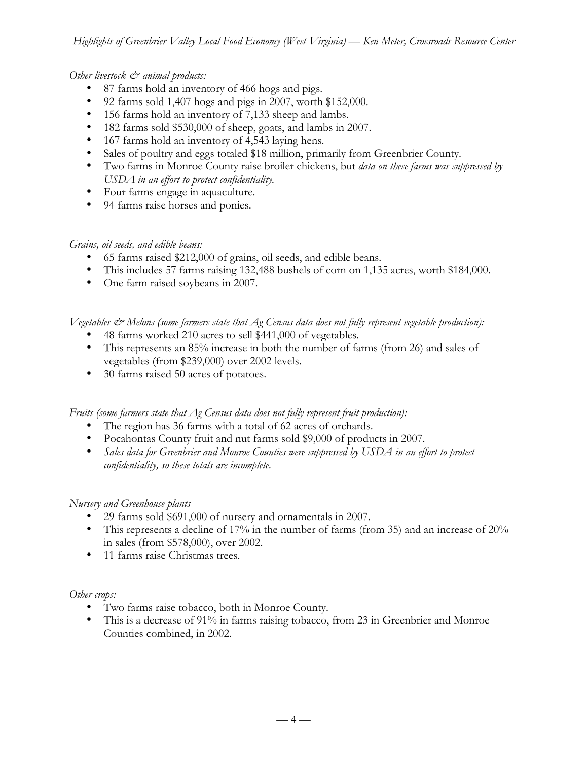*Other livestock & animal products:*

- 87 farms hold an inventory of 466 hogs and pigs.
- 92 farms sold 1,407 hogs and pigs in 2007, worth $152,000.
- 156 farms hold an inventory of 7,133 sheep and lambs.
- 182 farms sold $530,000 of sheep, goats, and lambs in 2007.
- 167 farms hold an inventory of 4,543 laying hens.
- Sales of poultry and eggs totaled $18 million, primarily from Greenbrier County.
- Two farms in Monroe County raise broiler chickens, but *data on these farms was suppressed by USDA in an effort to protect confidentiality.*
- Four farms engage in aquaculture.
- 94 farms raise horses and ponies.

*Grains, oil seeds, and edible beans:*

- 65 farms raised $212,000 of grains, oil seeds, and edible beans.
- This includes 57 farms raising 132,488 bushels of corn on 1,135 acres, worth $184,000.
- One farm raised soybeans in 2007.

*Vegetables & Melons (some farmers state that Ag Census data does not fully represent vegetable production):*

- 48 farms worked 210 acres to sell $441,000 of vegetables.
- This represents an 85% increase in both the number of farms (from 26) and sales of vegetables (from $239,000) over 2002 levels.
- 30 farms raised 50 acres of potatoes.

*Fruits (some farmers state that Ag Census data does not fully represent fruit production):*

- The region has 36 farms with a total of 62 acres of orchards.
- Pocahontas County fruit and nut farms sold $9,000 of products in 2007.
- *Sales data for Greenbrier and Monroe Counties were suppressed by USDA in an effort to protect confidentiality, so these totals are incomplete.*

*Nursery and Greenhouse plants*

- 29 farms sold $691,000 of nursery and ornamentals in 2007.
- This represents a decline of 17% in the number of farms (from 35) and an increase of 20% in sales (from $578,000), over 2002.
- 11 farms raise Christmas trees.

*Other crops:*

- Two farms raise tobacco, both in Monroe County.
- This is a decrease of 91% in farms raising tobacco, from 23 in Greenbrier and Monroe Counties combined, in 2002.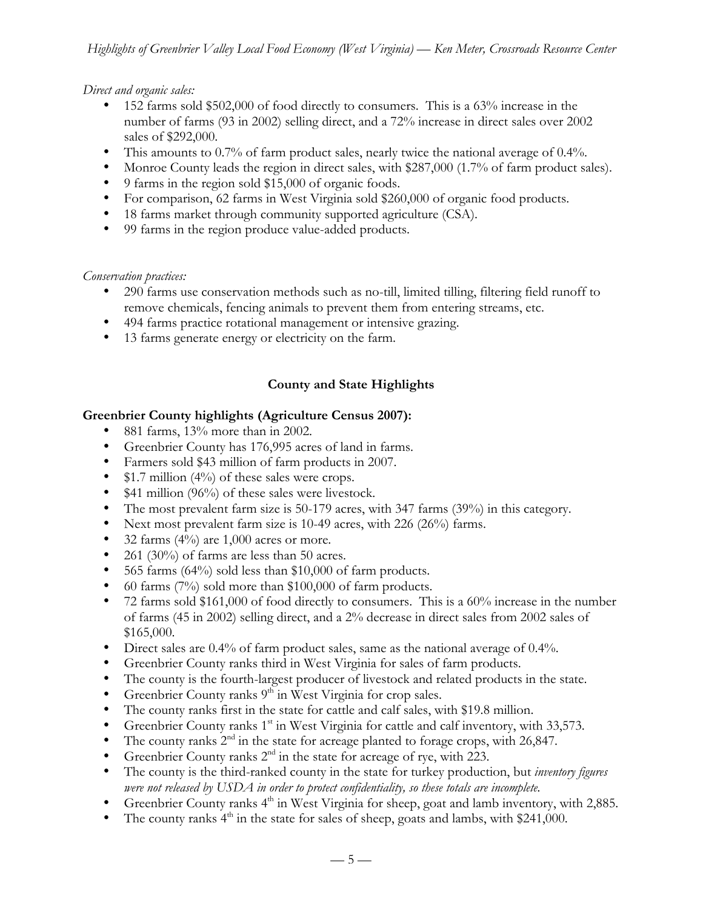*Direct and organic sales:*

- 152 farms sold $502,000 of food directly to consumers. This is a 63% increase in the number of farms (93 in 2002) selling direct, and a 72% increase in direct sales over 2002 sales of $292,000.
- This amounts to 0.7% of farm product sales, nearly twice the national average of 0.4%.
- Monroe County leads the region in direct sales, with $287,000 (1.7% of farm product sales).
- 9 farms in the region sold $15,000 of organic foods.
- For comparison, 62 farms in West Virginia sold $260,000 of organic food products.
- 18 farms market through community supported agriculture (CSA).
- 99 farms in the region produce value-added products.

*Conservation practices:*

- 290 farms use conservation methods such as no-till, limited tilling, filtering field runoff to remove chemicals, fencing animals to prevent them from entering streams, etc.
- 494 farms practice rotational management or intensive grazing.
- 13 farms generate energy or electricity on the farm.

## County and State Highlights

### Greenbrier County highlights (Agriculture Census 2007):

- 881 farms, 13% more than in 2002.
- Greenbrier County has 176,995 acres of land in farms.
- Farmers sold $43 million of farm products in 2007.
- $1.7 million (4%) of these sales were crops.
- $41 million (96%) of these sales were livestock.
- The most prevalent farm size is 50-179 acres, with 347 farms (39%) in this category.
- Next most prevalent farm size is 10-49 acres, with 226 (26%) farms.
- 32 farms (4%) are 1,000 acres or more.
- 261 (30%) of farms are less than 50 acres.
- 565 farms (64%) sold less than $10,000 of farm products.
- 60 farms (7%) sold more than $100,000 of farm products.
- 72 farms sold $161,000 of food directly to consumers. This is a 60% increase in the number of farms (45 in 2002) selling direct, and a 2% decrease in direct sales from 2002 sales of $165,000.
- Direct sales are 0.4% of farm product sales, same as the national average of 0.4%.
- Greenbrier County ranks third in West Virginia for sales of farm products.
- The county is the fourth-largest producer of livestock and related products in the state.
- Greenbrier County ranks 9th in West Virginia for crop sales.
- The county ranks first in the state for cattle and calf sales, with $19.8 million.
- Greenbrier County ranks 1st in West Virginia for cattle and calf inventory, with 33,573.
- The county ranks 2nd in the state for acreage planted to forage crops, with 26,847.
- Greenbrier County ranks 2nd in the state for acreage of rye, with 223.
- The county is the third-ranked county in the state for turkey production, but *inventory figures were not released by USDA in order to protect confidentiality, so these totals are incomplete.*
- Greenbrier County ranks 4th in West Virginia for sheep, goat and lamb inventory, with 2,885.
- The county ranks 4th in the state for sales of sheep, goats and lambs, with $241,000.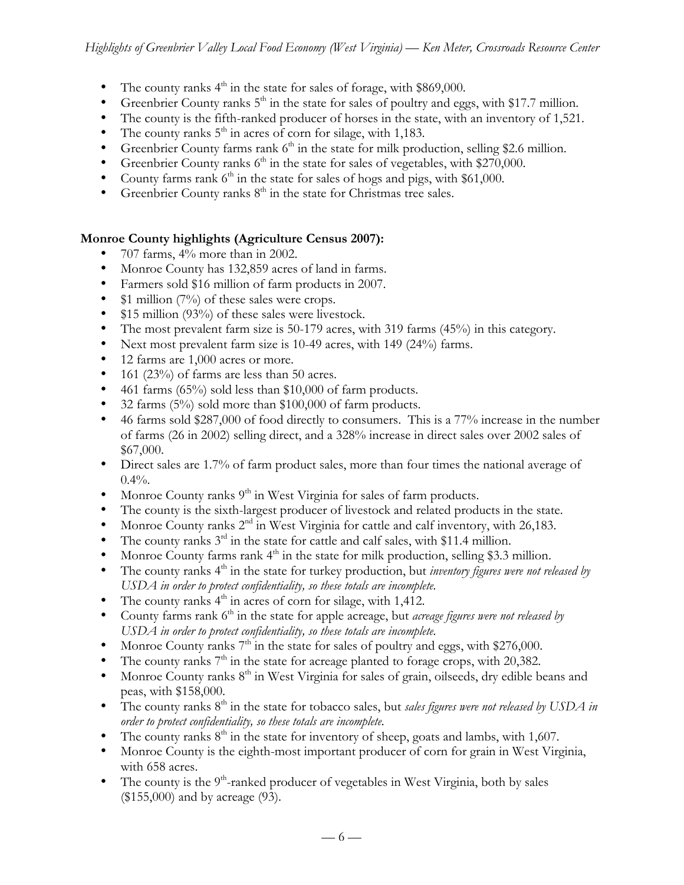- The county ranks 4th in the state for sales of forage, with $869,000.
- Greenbrier County ranks 5th in the state for sales of poultry and eggs, with $17.7 million.
- The county is the fifth-ranked producer of horses in the state, with an inventory of 1,521.
- The county ranks 5th in acres of corn for silage, with 1,183.
- Greenbrier County farms rank 6th in the state for milk production, selling $2.6 million.
- Greenbrier County ranks 6th in the state for sales of vegetables, with $270,000.
- County farms rank 6th in the state for sales of hogs and pigs, with $61,000.
- Greenbrier County ranks 8th in the state for Christmas tree sales.

**Monroe County highlights (Agriculture Census 2007):**

- 707 farms, 4% more than in 2002.
- Monroe County has 132,859 acres of land in farms.
- Farmers sold $16 million of farm products in 2007.
- $1 million (7%) of these sales were crops.
- $15 million (93%) of these sales were livestock.
- The most prevalent farm size is 50-179 acres, with 319 farms (45%) in this category.
- Next most prevalent farm size is 10-49 acres, with 149 (24%) farms.
- 12 farms are 1,000 acres or more.
- 161 (23%) of farms are less than 50 acres.
- 461 farms (65%) sold less than $10,000 of farm products.
- 32 farms (5%) sold more than $100,000 of farm products.
- 46 farms sold $287,000 of food directly to consumers. This is a 77% increase in the number of farms (26 in 2002) selling direct, and a 328% increase in direct sales over 2002 sales of $67,000.
- Direct sales are 1.7% of farm product sales, more than four times the national average of 0.4%.
- Monroe County ranks 9th in West Virginia for sales of farm products.
- The county is the sixth-largest producer of livestock and related products in the state.
- Monroe County ranks 2nd in West Virginia for cattle and calf inventory, with 26,183.
- The county ranks 3rd in the state for cattle and calf sales, with $11.4 million.
- Monroe County farms rank 4th in the state for milk production, selling $3.3 million.
- The county ranks 4th in the state for turkey production, but *inventory figures were not released by USDA in order to protect confidentiality, so these totals are incomplete.*
- The county ranks 4th in acres of corn for silage, with 1,412.
- County farms rank 6th in the state for apple acreage, but *acreage figures were not released by USDA in order to protect confidentiality, so these totals are incomplete.*
- Monroe County ranks 7th in the state for sales of poultry and eggs, with $276,000.
- The county ranks 7th in the state for acreage planted to forage crops, with 20,382.
- Monroe County ranks 8th in West Virginia for sales of grain, oilseeds, dry edible beans and peas, with $158,000.
- The county ranks 8th in the state for tobacco sales, but *sales figures were not released by USDA in order to protect confidentiality, so these totals are incomplete.*
- The county ranks 8th in the state for inventory of sheep, goats and lambs, with 1,607.
- Monroe County is the eighth-most important producer of corn for grain in West Virginia, with 658 acres.
- The county is the 9th-ranked producer of vegetables in West Virginia, both by sales ($155,000) and by acreage (93).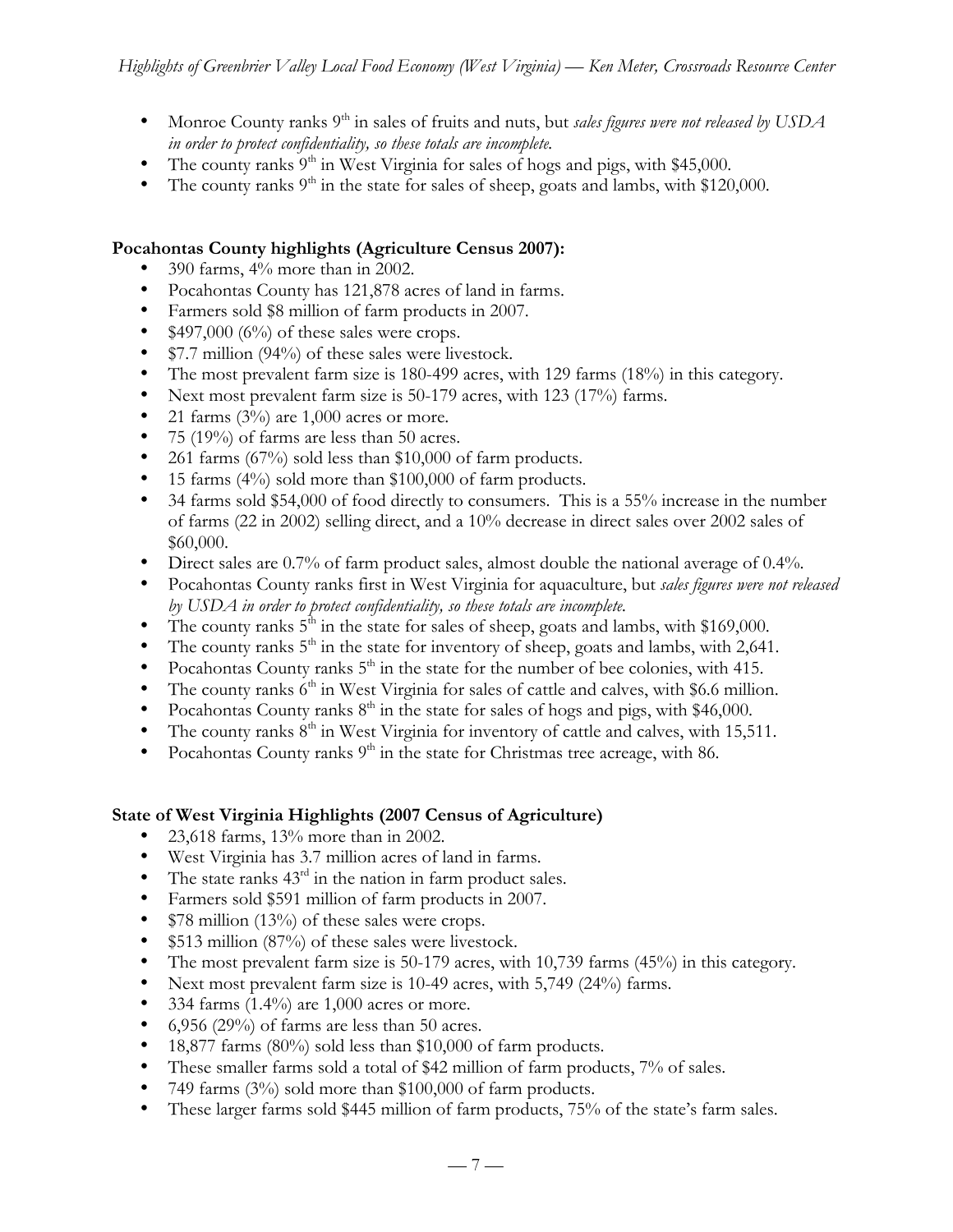- Monroe County ranks 9th in sales of fruits and nuts, but *sales figures were not released by USDA in order to protect confidentiality, so these totals are incomplete.*
- The county ranks 9th in West Virginia for sales of hogs and pigs, with $45,000.
- The county ranks 9th in the state for sales of sheep, goats and lambs, with $120,000.

**Pocahontas County highlights (Agriculture Census 2007):**

- 390 farms, 4% more than in 2002.
- Pocahontas County has 121,878 acres of land in farms.
- Farmers sold $8 million of farm products in 2007.
- $497,000 (6%) of these sales were crops.
- $7.7 million (94%) of these sales were livestock.
- The most prevalent farm size is 180-499 acres, with 129 farms (18%) in this category.
- Next most prevalent farm size is 50-179 acres, with 123 (17%) farms.
- 21 farms (3%) are 1,000 acres or more.
- 75 (19%) of farms are less than 50 acres.
- 261 farms (67%) sold less than $10,000 of farm products.
- 15 farms (4%) sold more than $100,000 of farm products.
- 34 farms sold $54,000 of food directly to consumers. This is a 55% increase in the number of farms (22 in 2002) selling direct, and a 10% decrease in direct sales over 2002 sales of $60,000.
- Direct sales are 0.7% of farm product sales, almost double the national average of 0.4%.
- Pocahontas County ranks first in West Virginia for aquaculture, but *sales figures were not released by USDA in order to protect confidentiality, so these totals are incomplete.*
- The county ranks 5th in the state for sales of sheep, goats and lambs, with $169,000.
- The county ranks 5th in the state for inventory of sheep, goats and lambs, with 2,641.
- Pocahontas County ranks 5th in the state for the number of bee colonies, with 415.
- The county ranks 6th in West Virginia for sales of cattle and calves, with $6.6 million.
- Pocahontas County ranks 8th in the state for sales of hogs and pigs, with $46,000.
- The county ranks 8th in West Virginia for inventory of cattle and calves, with 15,511.
- Pocahontas County ranks 9th in the state for Christmas tree acreage, with 86.

**State of West Virginia Highlights (2007 Census of Agriculture)**

- 23,618 farms, 13% more than in 2002.
- West Virginia has 3.7 million acres of land in farms.
- The state ranks 43rd in the nation in farm product sales.
- Farmers sold $591 million of farm products in 2007.
- $78 million (13%) of these sales were crops.
- $513 million (87%) of these sales were livestock.
- The most prevalent farm size is 50-179 acres, with 10,739 farms (45%) in this category.
- Next most prevalent farm size is 10-49 acres, with 5,749 (24%) farms.
- 334 farms (1.4%) are 1,000 acres or more.
- 6,956 (29%) of farms are less than 50 acres.
- 18,877 farms (80%) sold less than $10,000 of farm products.
- These smaller farms sold a total of $42 million of farm products, 7% of sales.
- 749 farms (3%) sold more than $100,000 of farm products.
- These larger farms sold $445 million of farm products, 75% of the state's farm sales.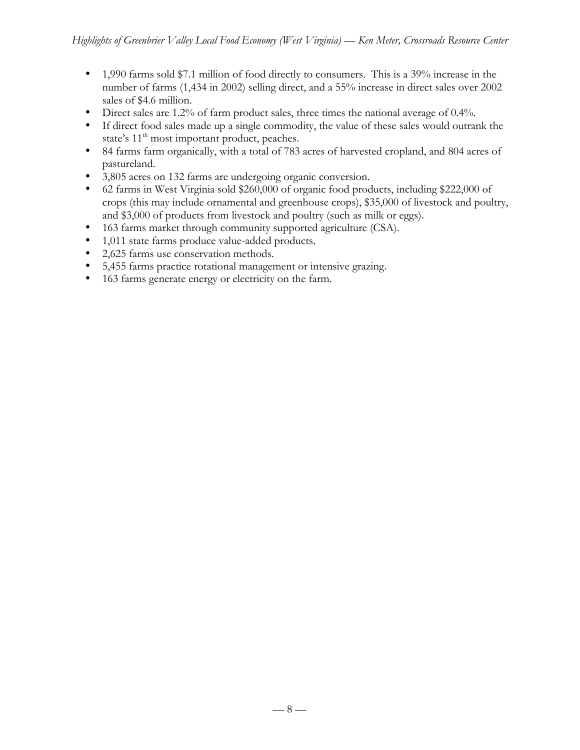- 1,990 farms sold $7.1 million of food directly to consumers. This is a 39% increase in the number of farms (1,434 in 2002) selling direct, and a 55% increase in direct sales over 2002 sales of $4.6 million.
- Direct sales are 1.2% of farm product sales, three times the national average of 0.4%.
- If direct food sales made up a single commodity, the value of these sales would outrank the state's 11th most important product, peaches.
- 84 farms farm organically, with a total of 783 acres of harvested cropland, and 804 acres of pastureland.
- 3,805 acres on 132 farms are undergoing organic conversion.
- 62 farms in West Virginia sold $260,000 of organic food products, including $222,000 of crops (this may include ornamental and greenhouse crops), $35,000 of livestock and poultry, and $3,000 of products from livestock and poultry (such as milk or eggs).
- 163 farms market through community supported agriculture (CSA).
- 1,011 state farms produce value-added products.
- 2,625 farms use conservation methods.
- 5,455 farms practice rotational management or intensive grazing.
- 163 farms generate energy or electricity on the farm.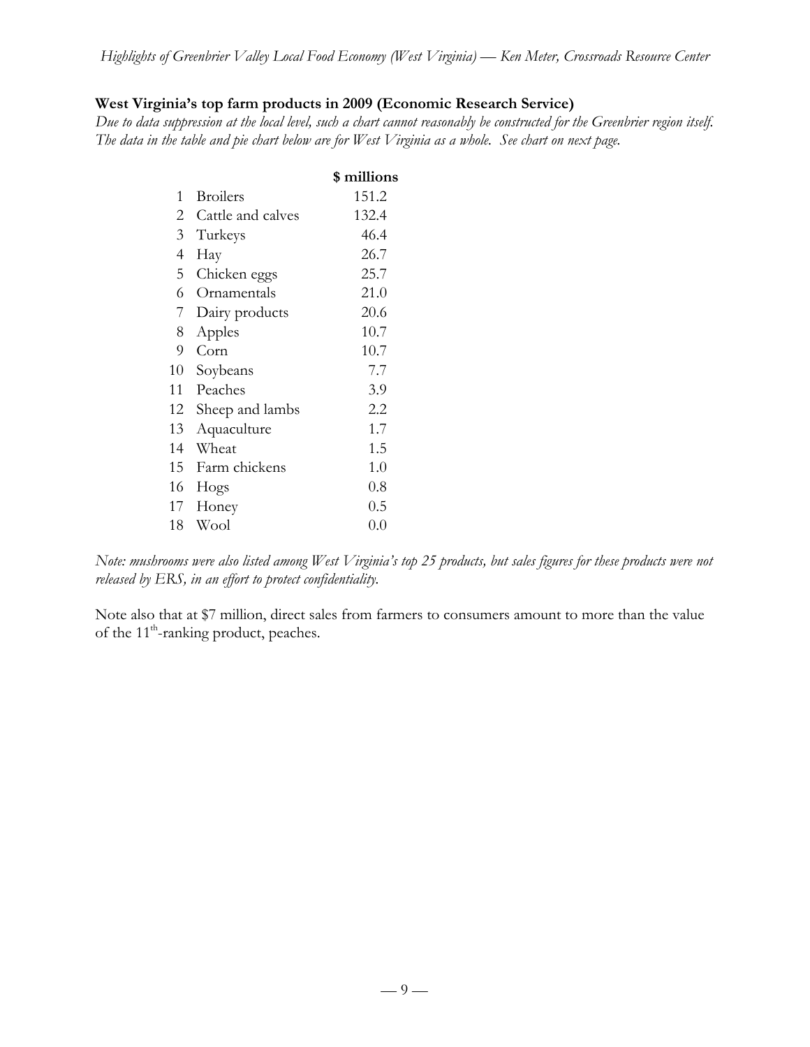**West Virginia's top farm products in 2009 (Economic Research Service)**

*Due to data suppression at the local level, such a chart cannot reasonably be constructed for the Greenbrier region itself. The data in the table and pie chart below are for West Virginia as a whole. See chart on next page.*

| | | $ millions |
|---|---|---|
| 1 | Broilers | 151.2 |
| 2 | Cattle and calves | 132.4 |
| 3 | Turkeys | 46.4 |
| 4 | Hay | 26.7 |
| 5 | Chicken eggs | 25.7 |
| 6 | Ornamentals | 21.0 |
| 7 | Dairy products | 20.6 |
| 8 | Apples | 10.7 |
| 9 | Corn | 10.7 |
| 10 | Soybeans | 7.7 |
| 11 | Peaches | 3.9 |
| 12 | Sheep and lambs | 2.2 |
| 13 | Aquaculture | 1.7 |
| 14 | Wheat | 1.5 |
| 15 | Farm chickens | 1.0 |
| 16 | Hogs | 0.8 |
| 17 | Honey | 0.5 |
| 18 | Wool | 0.0 |

*Note: mushrooms were also listed among West Virginia's top 25 products, but sales figures for these products were not released by ERS, in an effort to protect confidentiality.*

Note also that at $7 million, direct sales from farmers to consumers amount to more than the value of the 11th-ranking product, peaches.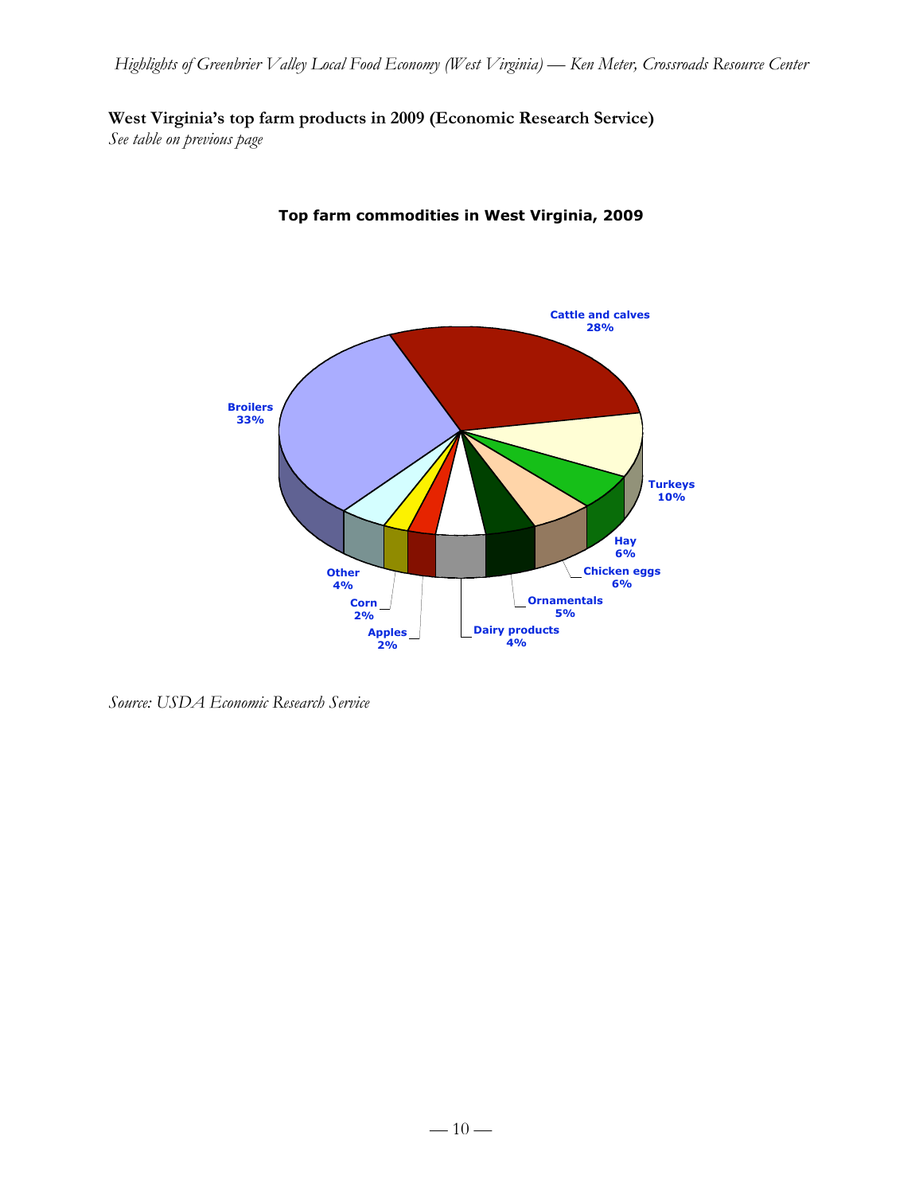**West Virginia's top farm products in 2009 (Economic Research Service)**

*See table on previous page*

**Top farm commodities in West Virginia, 2009**

Cattle and calves 28%

Broilers 33%

Turkeys 10%

Hay 6%

Chicken eggs 6%

Ornamentals 5%

Dairy products 4%

Apples 2%

Corn 2%

Other 4%

*Source: USDA Economic Research Service*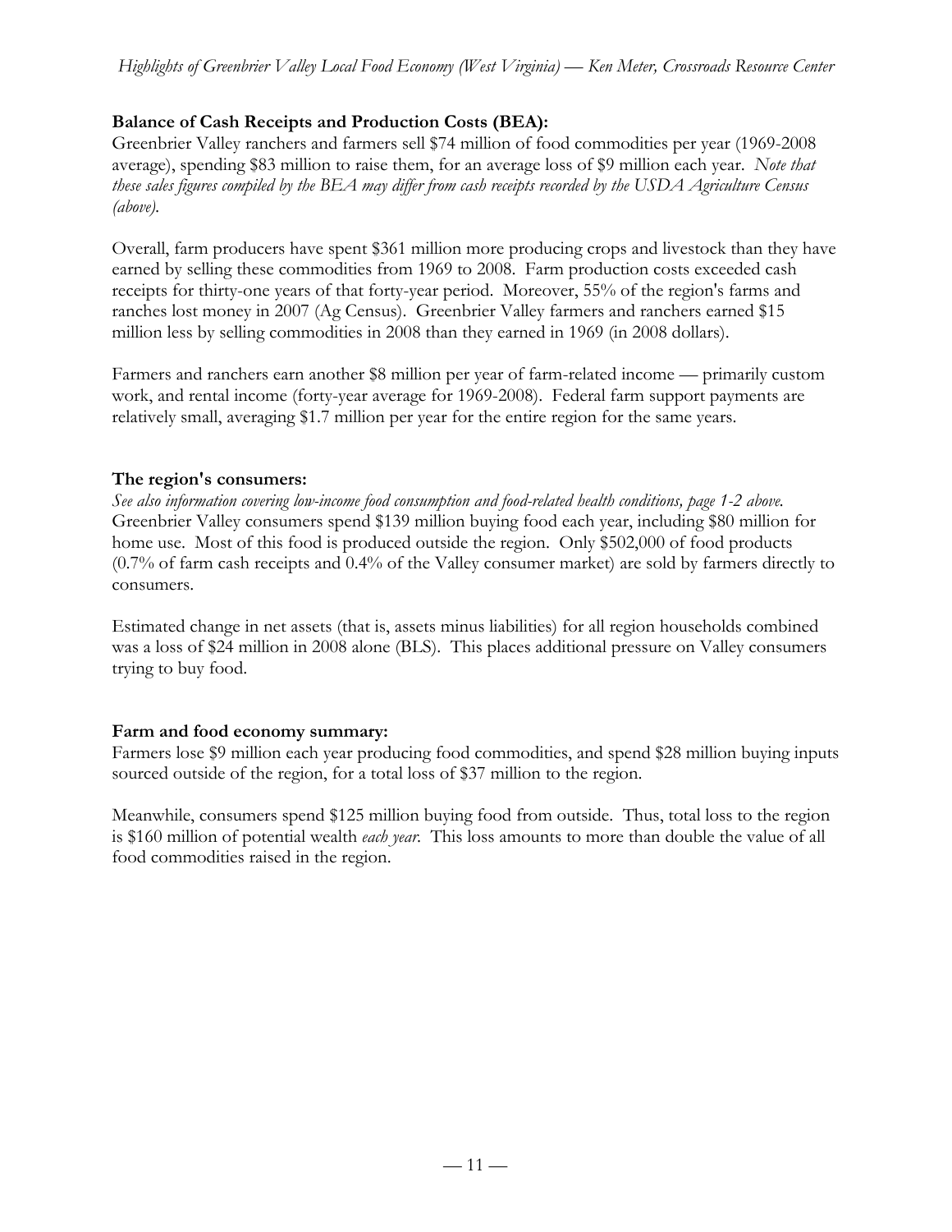**Balance of Cash Receipts and Production Costs (BEA):**

Greenbrier Valley ranchers and farmers sell $74 million of food commodities per year (1969-2008 average), spending $83 million to raise them, for an average loss of $9 million each year. *Note that these sales figures compiled by the BEA may differ from cash receipts recorded by the USDA Agriculture Census (above).*

Overall, farm producers have spent $361 million more producing crops and livestock than they have earned by selling these commodities from 1969 to 2008. Farm production costs exceeded cash receipts for thirty-one years of that forty-year period. Moreover, 55% of the region's farms and ranches lost money in 2007 (Ag Census). Greenbrier Valley farmers and ranchers earned $15 million less by selling commodities in 2008 than they earned in 1969 (in 2008 dollars).

Farmers and ranchers earn another $8 million per year of farm-related income — primarily custom work, and rental income (forty-year average for 1969-2008). Federal farm support payments are relatively small, averaging $1.7 million per year for the entire region for the same years.

**The region's consumers:**

*See also information covering low-income food consumption and food-related health conditions, page 1-2 above.* Greenbrier Valley consumers spend $139 million buying food each year, including $80 million for home use. Most of this food is produced outside the region. Only $502,000 of food products (0.7% of farm cash receipts and 0.4% of the Valley consumer market) are sold by farmers directly to consumers.

Estimated change in net assets (that is, assets minus liabilities) for all region households combined was a loss of $24 million in 2008 alone (BLS). This places additional pressure on Valley consumers trying to buy food.

**Farm and food economy summary:**

Farmers lose $9 million each year producing food commodities, and spend $28 million buying inputs sourced outside of the region, for a total loss of $37 million to the region.

Meanwhile, consumers spend $125 million buying food from outside. Thus, total loss to the region is $160 million of potential wealth *each year*. This loss amounts to more than double the value of all food commodities raised in the region.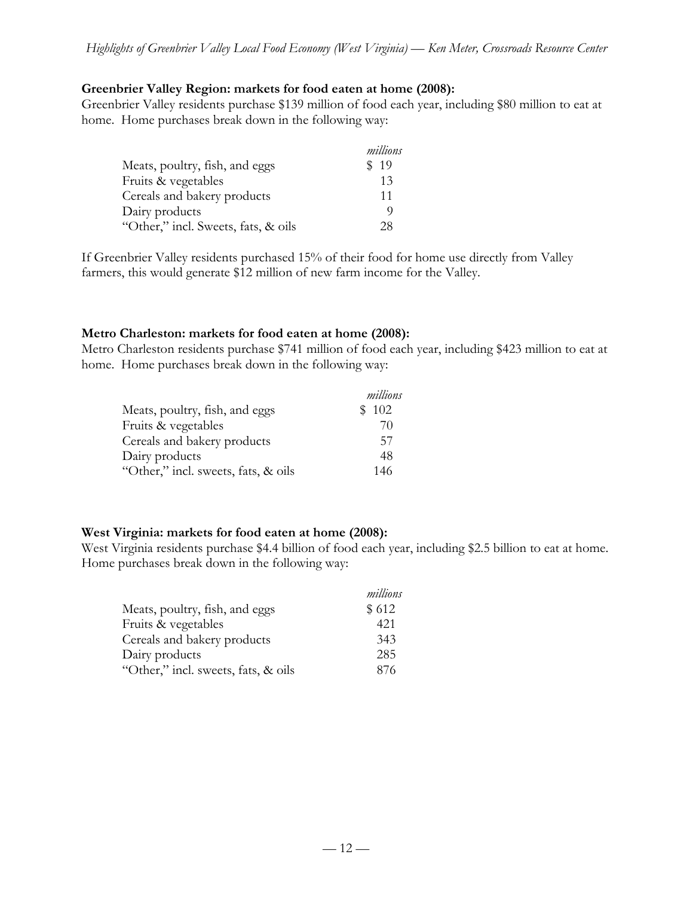**Greenbrier Valley Region: markets for food eaten at home (2008):**
Greenbrier Valley residents purchase $139 million of food each year, including $80 million to eat at home. Home purchases break down in the following way:

| | *millions* |
|---|---|
| Meats, poultry, fish, and eggs | $ 19 |
| Fruits & vegetables | 13 |
| Cereals and bakery products | 11 |
| Dairy products | 9 |
| "Other," incl. Sweets, fats, & oils | 28 |

If Greenbrier Valley residents purchased 15% of their food for home use directly from Valley farmers, this would generate $12 million of new farm income for the Valley.

**Metro Charleston: markets for food eaten at home (2008):**
Metro Charleston residents purchase $741 million of food each year, including $423 million to eat at home. Home purchases break down in the following way:

| | *millions* |
|---|---|
| Meats, poultry, fish, and eggs | $ 102 |
| Fruits & vegetables | 70 |
| Cereals and bakery products | 57 |
| Dairy products | 48 |
| "Other," incl. sweets, fats, & oils | 146 |

**West Virginia: markets for food eaten at home (2008):**
West Virginia residents purchase $4.4 billion of food each year, including $2.5 billion to eat at home. Home purchases break down in the following way:

| | *millions* |
|---|---|
| Meats, poultry, fish, and eggs | $ 612 |
| Fruits & vegetables | 421 |
| Cereals and bakery products | 343 |
| Dairy products | 285 |
| "Other," incl. sweets, fats, & oils | 876 |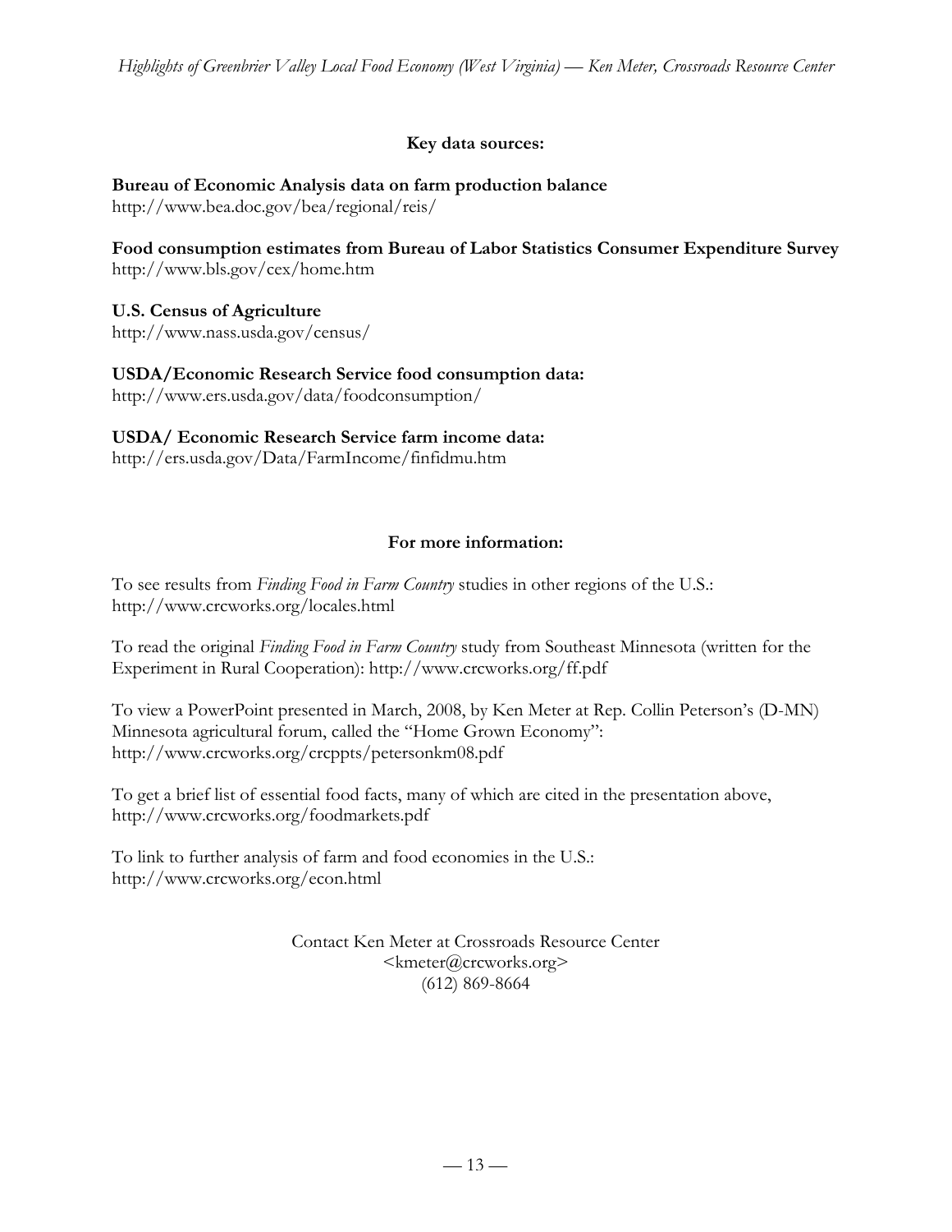### Key data sources:

**Bureau of Economic Analysis data on farm production balance**
http://www.bea.doc.gov/bea/regional/reis/

**Food consumption estimates from Bureau of Labor Statistics Consumer Expenditure Survey**
http://www.bls.gov/cex/home.htm

**U.S. Census of Agriculture**
http://www.nass.usda.gov/census/

**USDA/Economic Research Service food consumption data:**
http://www.ers.usda.gov/data/foodconsumption/

**USDA/ Economic Research Service farm income data:**
http://ers.usda.gov/Data/FarmIncome/finfidmu.htm

### For more information:

To see results from *Finding Food in Farm Country* studies in other regions of the U.S.: http://www.crcworks.org/locales.html

To read the original *Finding Food in Farm Country* study from Southeast Minnesota (written for the Experiment in Rural Cooperation): http://www.crcworks.org/ff.pdf

To view a PowerPoint presented in March, 2008, by Ken Meter at Rep. Collin Peterson's (D-MN) Minnesota agricultural forum, called the "Home Grown Economy": http://www.crcworks.org/crcppts/petersonkm08.pdf

To get a brief list of essential food facts, many of which are cited in the presentation above, http://www.crcworks.org/foodmarkets.pdf

To link to further analysis of farm and food economies in the U.S.: http://www.crcworks.org/econ.html

Contact Ken Meter at Crossroads Resource Center
<kmeter@crcworks.org>
(612) 869-8664